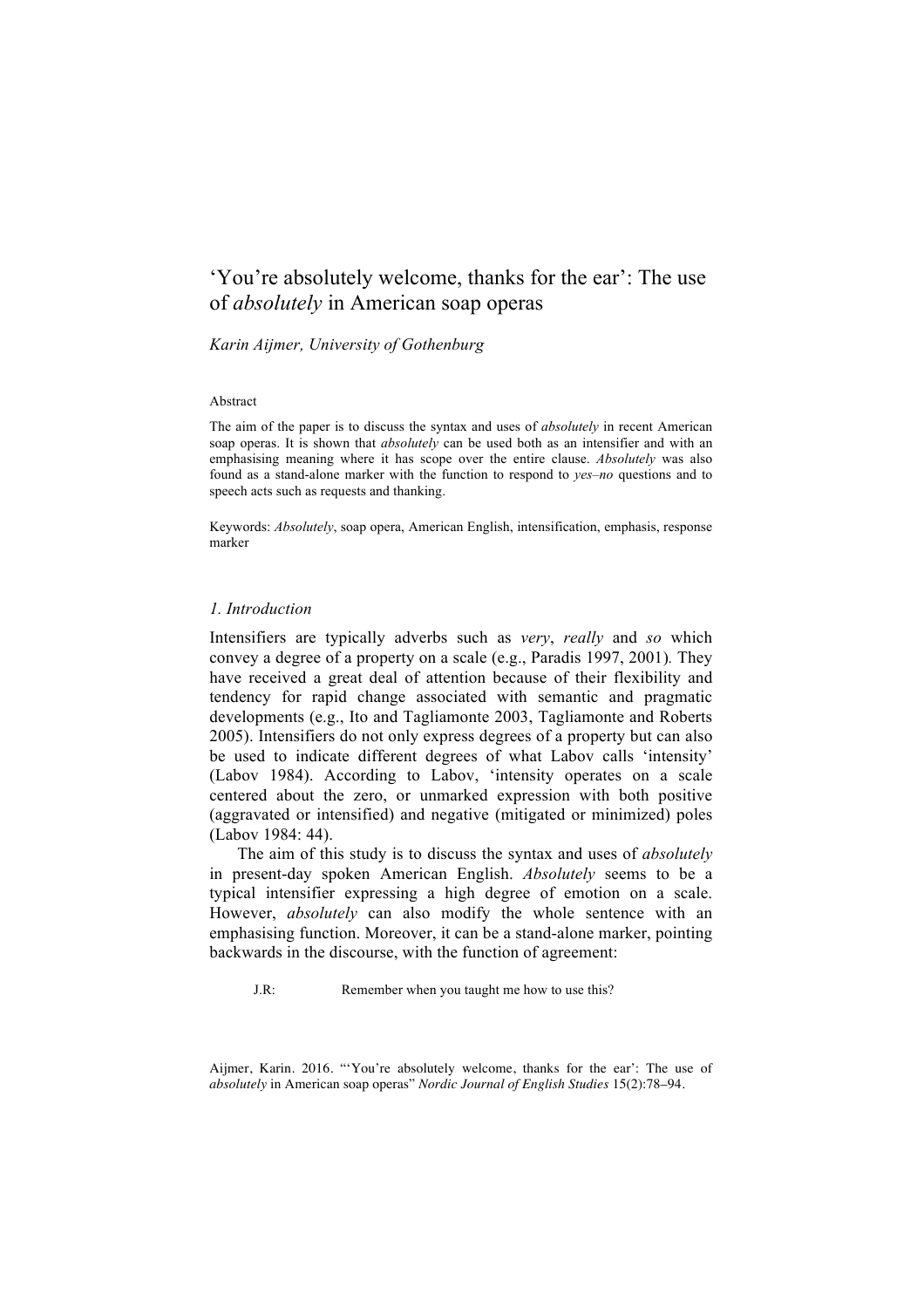# 'You're absolutely welcome, thanks for the ear': The use of *absolutely* in American soap operas

*Karin Aijmer, University of Gothenburg*

Abstract

The aim of the paper is to discuss the syntax and uses of *absolutely* in recent American soap operas. It is shown that *absolutely* can be used both as an intensifier and with an emphasising meaning where it has scope over the entire clause. *Absolutely* was also found as a stand-alone marker with the function to respond to *yes–no* questions and to speech acts such as requests and thanking.

Keywords: *Absolutely*, soap opera, American English, intensification, emphasis, response marker

## *1. Introduction*

Intensifiers are typically adverbs such as *very*, *really* and *so* which convey a degree of a property on a scale (e.g., Paradis 1997, 2001). They have received a great deal of attention because of their flexibility and tendency for rapid change associated with semantic and pragmatic developments (e.g., Ito and Tagliamonte 2003, Tagliamonte and Roberts 2005). Intensifiers do not only express degrees of a property but can also be used to indicate different degrees of what Labov calls 'intensity' (Labov 1984). According to Labov, 'intensity operates on a scale centered about the zero, or unmarked expression with both positive (aggravated or intensified) and negative (mitigated or minimized) poles (Labov 1984: 44).

The aim of this study is to discuss the syntax and uses of *absolutely* in present-day spoken American English. *Absolutely* seems to be a typical intensifier expressing a high degree of emotion on a scale. However, *absolutely* can also modify the whole sentence with an emphasising function. Moreover, it can be a stand-alone marker, pointing backwards in the discourse, with the function of agreement:

J.R: Remember when you taught me how to use this?

Aijmer, Karin. 2016. "'You're absolutely welcome, thanks for the ear': The use of *absolutely* in American soap operas" *Nordic Journal of English Studies* 15(2):78–94.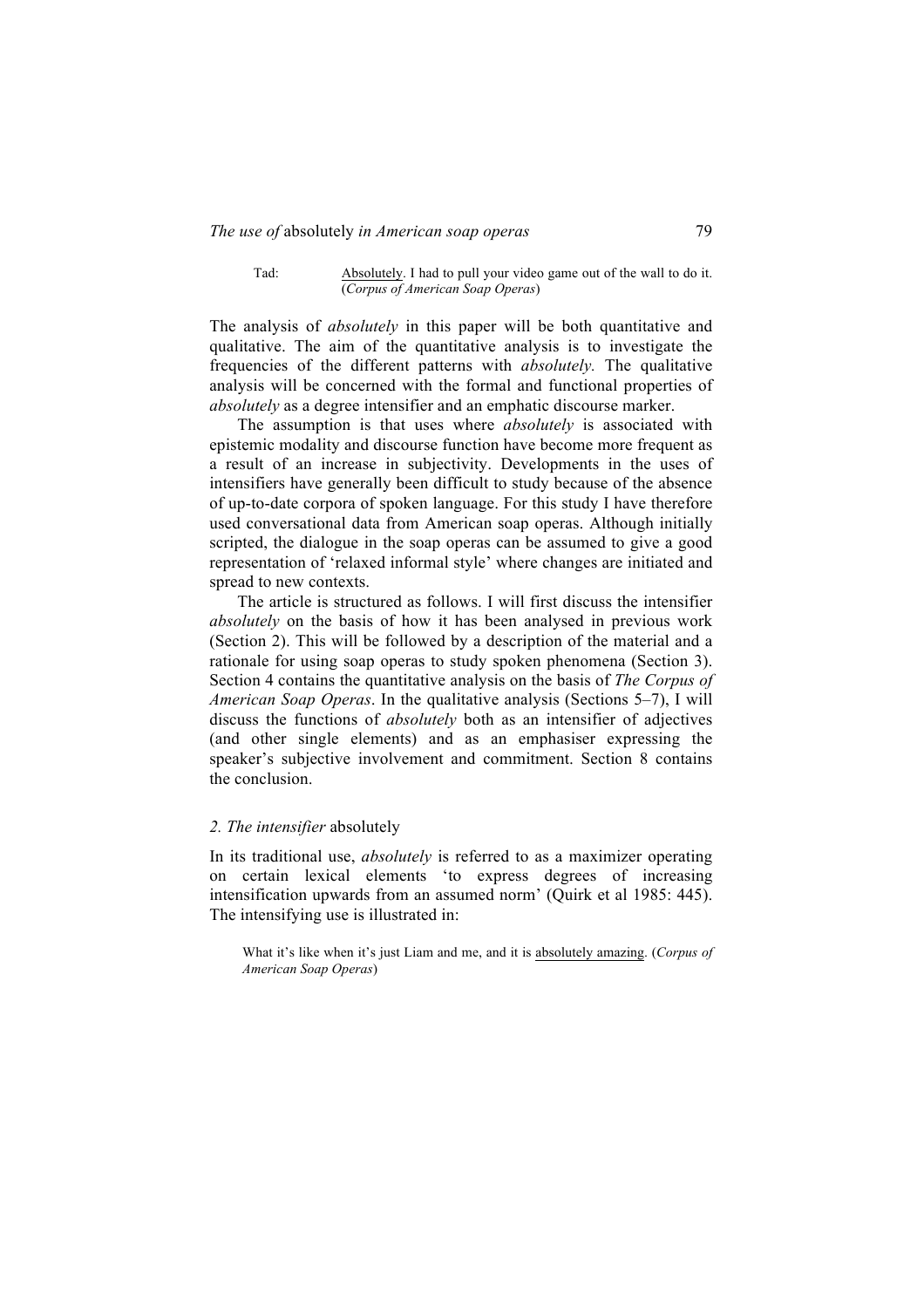Tad: <u>Absolutely</u>. I had to pull your video game out of the wall to do it. (*Corpus of American Soap Operas*)

The analysis of *absolutely* in this paper will be both quantitative and qualitative. The aim of the quantitative analysis is to investigate the frequencies of the different patterns with *absolutely.* The qualitative analysis will be concerned with the formal and functional properties of *absolutely* as a degree intensifier and an emphatic discourse marker.

The assumption is that uses where *absolutely* is associated with epistemic modality and discourse function have become more frequent as a result of an increase in subjectivity. Developments in the uses of intensifiers have generally been difficult to study because of the absence of up-to-date corpora of spoken language. For this study I have therefore used conversational data from American soap operas. Although initially scripted, the dialogue in the soap operas can be assumed to give a good representation of 'relaxed informal style' where changes are initiated and spread to new contexts.

The article is structured as follows. I will first discuss the intensifier *absolutely* on the basis of how it has been analysed in previous work (Section 2). This will be followed by a description of the material and a rationale for using soap operas to study spoken phenomena (Section 3). Section 4 contains the quantitative analysis on the basis of *The Corpus of American Soap Operas*. In the qualitative analysis (Sections 5–7), I will discuss the functions of *absolutely* both as an intensifier of adjectives (and other single elements) and as an emphasiser expressing the speaker's subjective involvement and commitment. Section 8 contains the conclusion.

## *2. The intensifier* absolutely

In its traditional use, *absolutely* is referred to as a maximizer operating on certain lexical elements 'to express degrees of increasing intensification upwards from an assumed norm' (Quirk et al 1985: 445). The intensifying use is illustrated in:

What it's like when it's just Liam and me, and it is <u>absolutely amazing</u>. (*Corpus of American Soap Operas*)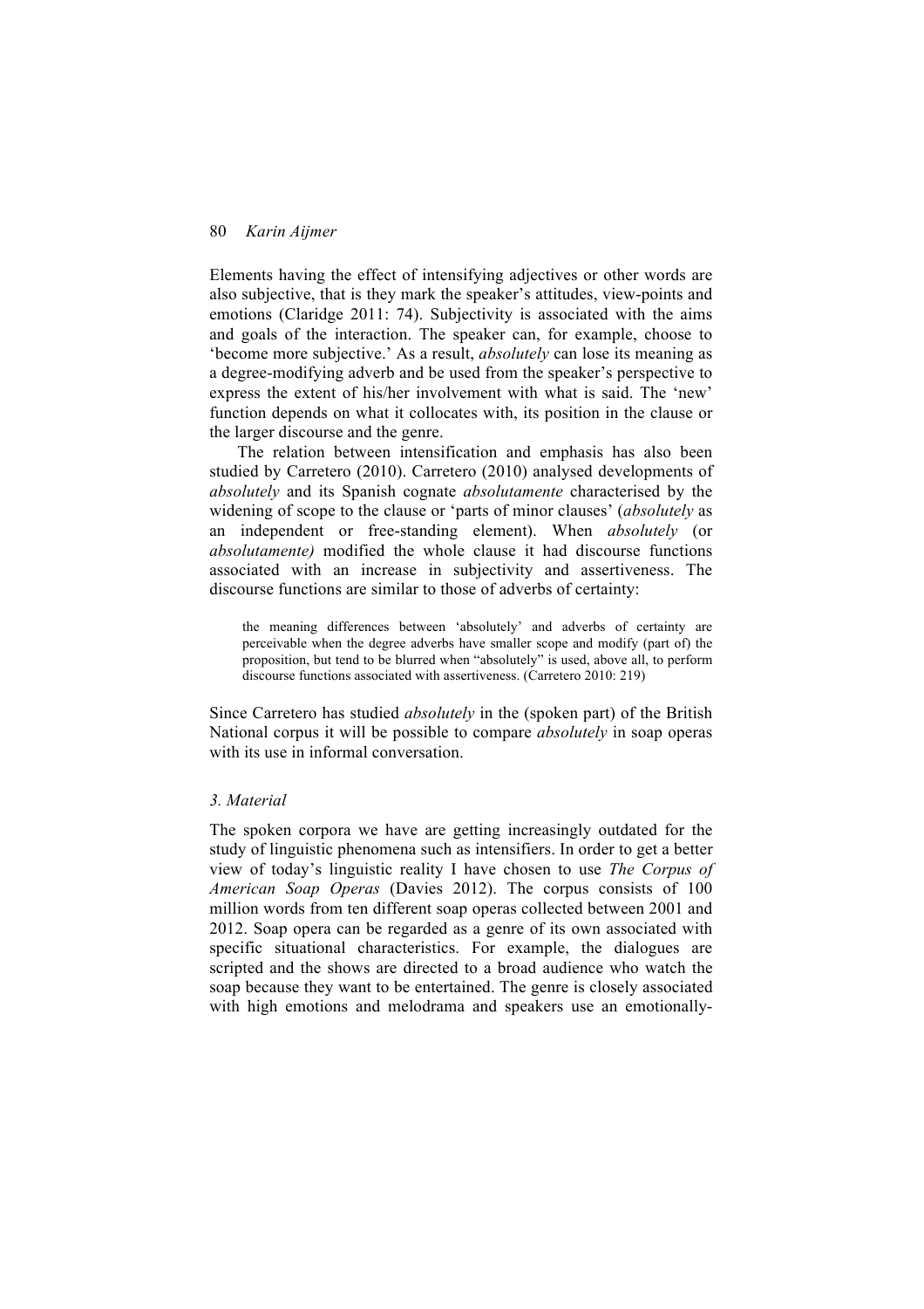Elements having the effect of intensifying adjectives or other words are also subjective, that is they mark the speaker's attitudes, view-points and emotions (Claridge 2011: 74). Subjectivity is associated with the aims and goals of the interaction. The speaker can, for example, choose to 'become more subjective.' As a result, *absolutely* can lose its meaning as a degree-modifying adverb and be used from the speaker's perspective to express the extent of his/her involvement with what is said. The 'new' function depends on what it collocates with, its position in the clause or the larger discourse and the genre.

The relation between intensification and emphasis has also been studied by Carretero (2010). Carretero (2010) analysed developments of *absolutely* and its Spanish cognate *absolutamente* characterised by the widening of scope to the clause or 'parts of minor clauses' (*absolutely* as an independent or free-standing element). When *absolutely* (or *absolutamente)* modified the whole clause it had discourse functions associated with an increase in subjectivity and assertiveness. The discourse functions are similar to those of adverbs of certainty:

> the meaning differences between 'absolutely' and adverbs of certainty are perceivable when the degree adverbs have smaller scope and modify (part of) the proposition, but tend to be blurred when "absolutely" is used, above all, to perform discourse functions associated with assertiveness. (Carretero 2010: 219)

Since Carretero has studied *absolutely* in the (spoken part) of the British National corpus it will be possible to compare *absolutely* in soap operas with its use in informal conversation.

## *3. Material*

The spoken corpora we have are getting increasingly outdated for the study of linguistic phenomena such as intensifiers. In order to get a better view of today's linguistic reality I have chosen to use *The Corpus of American Soap Operas* (Davies 2012). The corpus consists of 100 million words from ten different soap operas collected between 2001 and 2012. Soap opera can be regarded as a genre of its own associated with specific situational characteristics. For example, the dialogues are scripted and the shows are directed to a broad audience who watch the soap because they want to be entertained. The genre is closely associated with high emotions and melodrama and speakers use an emotionally-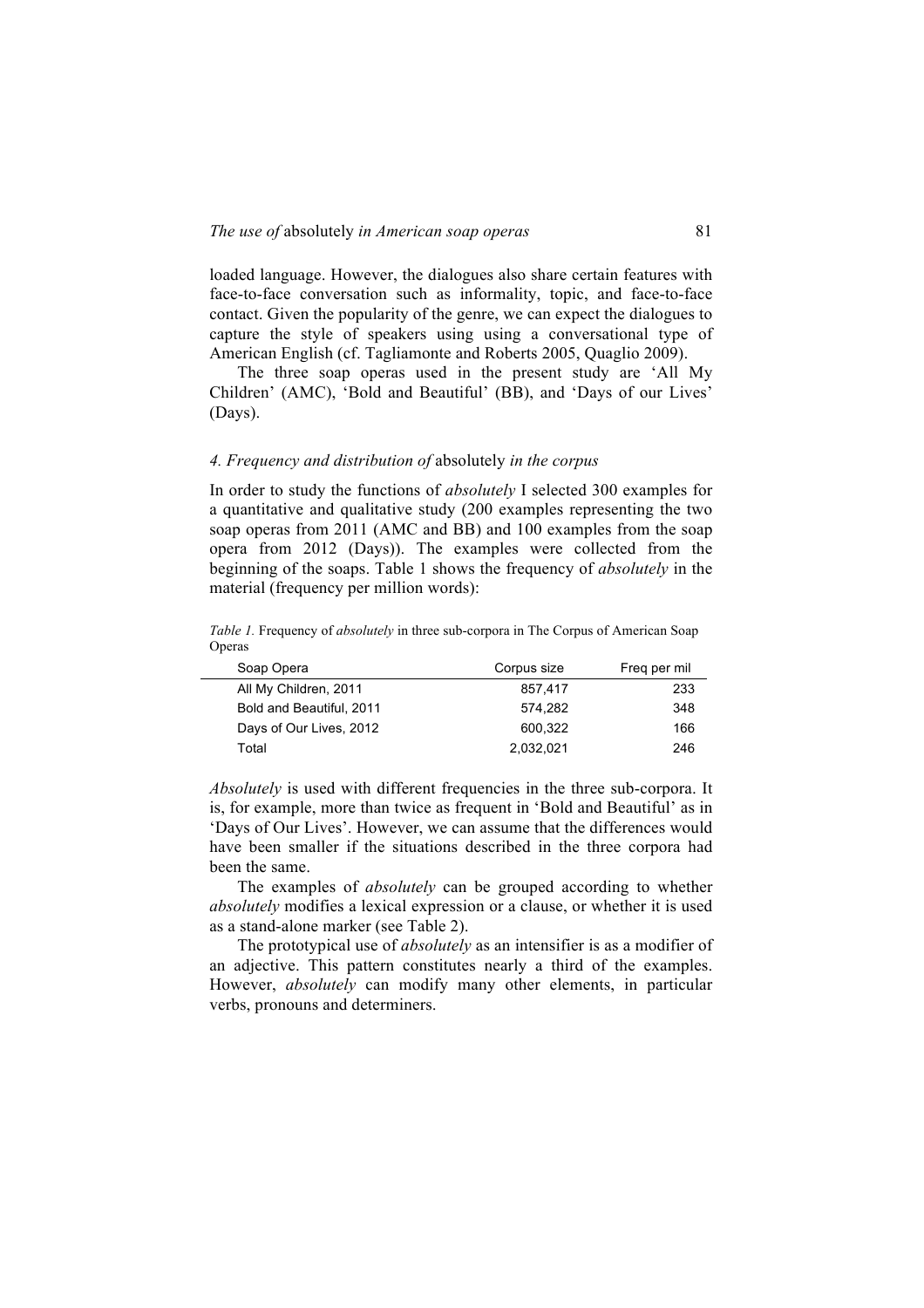loaded language. However, the dialogues also share certain features with face-to-face conversation such as informality, topic, and face-to-face contact. Given the popularity of the genre, we can expect the dialogues to capture the style of speakers using using a conversational type of American English (cf. Tagliamonte and Roberts 2005, Quaglio 2009).

The three soap operas used in the present study are 'All My Children' (AMC), 'Bold and Beautiful' (BB), and 'Days of our Lives' (Days).

### *4. Frequency and distribution of* absolutely *in the corpus*

In order to study the functions of *absolutely* I selected 300 examples for a quantitative and qualitative study (200 examples representing the two soap operas from 2011 (AMC and BB) and 100 examples from the soap opera from 2012 (Days)). The examples were collected from the beginning of the soaps. Table 1 shows the frequency of *absolutely* in the material (frequency per million words):

*Table 1.* Frequency of *absolutely* in three sub-corpora in The Corpus of American Soap Operas

| Soap Opera | Corpus size | Freq per mil |
|---|---|---|
| All My Children, 2011 | 857,417 | 233 |
| Bold and Beautiful, 2011 | 574,282 | 348 |
| Days of Our Lives, 2012 | 600,322 | 166 |
| Total | 2,032,021 | 246 |

*Absolutely* is used with different frequencies in the three sub-corpora. It is, for example, more than twice as frequent in 'Bold and Beautiful' as in 'Days of Our Lives'. However, we can assume that the differences would have been smaller if the situations described in the three corpora had been the same.

The examples of *absolutely* can be grouped according to whether *absolutely* modifies a lexical expression or a clause, or whether it is used as a stand-alone marker (see Table 2).

The prototypical use of *absolutely* as an intensifier is as a modifier of an adjective. This pattern constitutes nearly a third of the examples. However, *absolutely* can modify many other elements, in particular verbs, pronouns and determiners.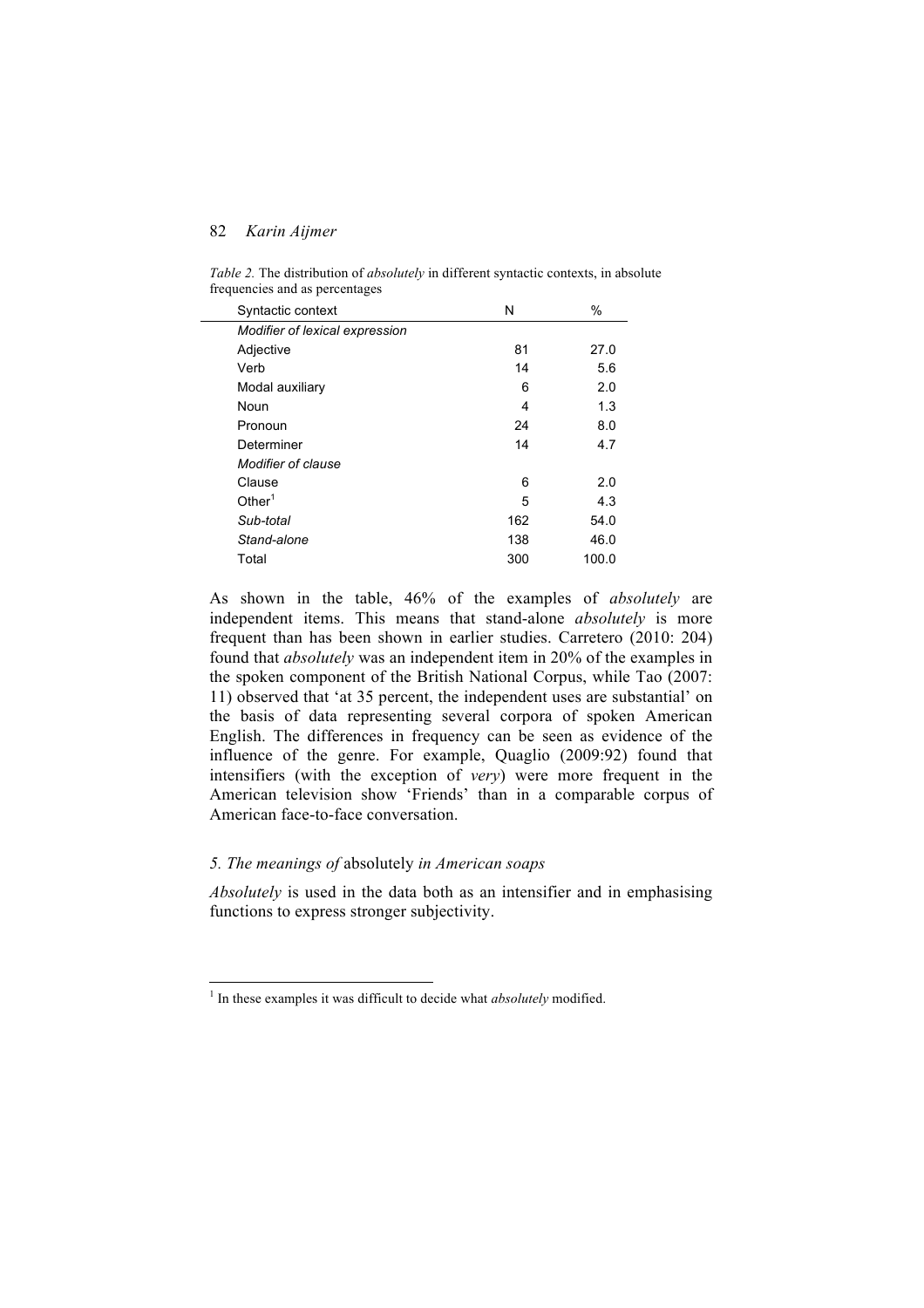*Table 2.* The distribution of *absolutely* in different syntactic contexts, in absolute frequencies and as percentages

| Syntactic context | N | % |
|---|---|---|
| *Modifier of lexical expression* | | |
| Adjective | 81 | 27.0 |
| Verb | 14 | 5.6 |
| Modal auxiliary | 6 | 2.0 |
| Noun | 4 | 1.3 |
| Pronoun | 24 | 8.0 |
| Determiner | 14 | 4.7 |
| *Modifier of clause* | | |
| Clause | 6 | 2.0 |
| Other[1] | 5 | 4.3 |
| *Sub-total* | 162 | 54.0 |
| *Stand-alone* | 138 | 46.0 |
| Total | 300 | 100.0 |

As shown in the table, 46% of the examples of *absolutely* are independent items. This means that stand-alone *absolutely* is more frequent than has been shown in earlier studies. Carretero (2010: 204) found that *absolutely* was an independent item in 20% of the examples in the spoken component of the British National Corpus, while Tao (2007: 11) observed that 'at 35 percent, the independent uses are substantial' on the basis of data representing several corpora of spoken American English. The differences in frequency can be seen as evidence of the influence of the genre. For example, Quaglio (2009:92) found that intensifiers (with the exception of *very*) were more frequent in the American television show 'Friends' than in a comparable corpus of American face-to-face conversation.

### *5. The meanings of* absolutely *in American soaps*

*Absolutely* is used in the data both as an intensifier and in emphasising functions to express stronger subjectivity.

[1] In these examples it was difficult to decide what *absolutely* modified.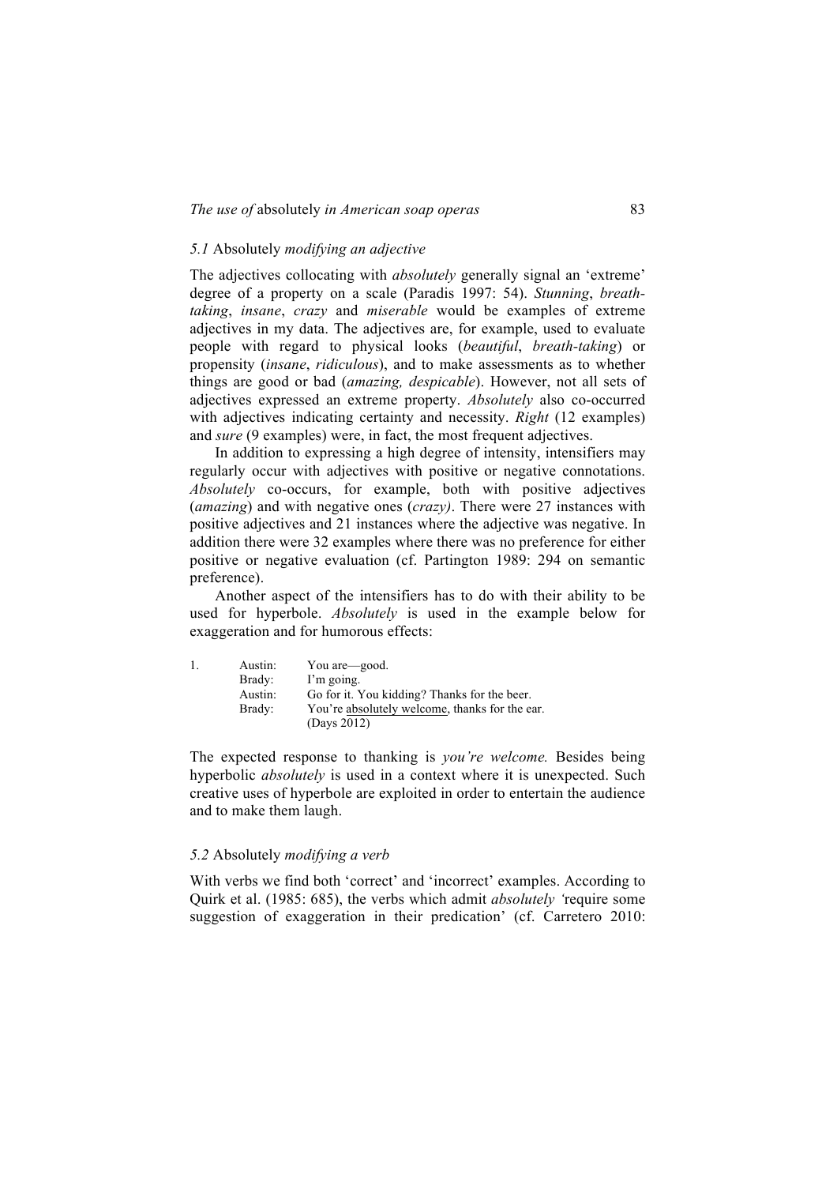### *5.1* Absolutely *modifying an adjective*

The adjectives collocating with *absolutely* generally signal an 'extreme' degree of a property on a scale (Paradis 1997: 54). *Stunning*, *breath-taking*, *insane*, *crazy* and *miserable* would be examples of extreme adjectives in my data. The adjectives are, for example, used to evaluate people with regard to physical looks (*beautiful*, *breath-taking*) or propensity (*insane*, *ridiculous*), and to make assessments as to whether things are good or bad (*amazing, despicable*). However, not all sets of adjectives expressed an extreme property. *Absolutely* also co-occurred with adjectives indicating certainty and necessity. *Right* (12 examples) and *sure* (9 examples) were, in fact, the most frequent adjectives.

In addition to expressing a high degree of intensity, intensifiers may regularly occur with adjectives with positive or negative connotations. *Absolutely* co-occurs, for example, both with positive adjectives (*amazing*) and with negative ones (*crazy)*. There were 27 instances with positive adjectives and 21 instances where the adjective was negative. In addition there were 32 examples where there was no preference for either positive or negative evaluation (cf. Partington 1989: 294 on semantic preference).

Another aspect of the intensifiers has to do with their ability to be used for hyperbole. *Absolutely* is used in the example below for exaggeration and for humorous effects:

| 1. | Austin: | You are—good. |
|---|---|---|
| | Brady: | I'm going. |
| | Austin: | Go for it. You kidding? Thanks for the beer. |
| | Brady: | You're <u>absolutely welcome</u>, thanks for the ear. |
| | | (Days 2012) |

The expected response to thanking is *you're welcome.* Besides being hyperbolic *absolutely* is used in a context where it is unexpected. Such creative uses of hyperbole are exploited in order to entertain the audience and to make them laugh.

### *5.2* Absolutely *modifying a verb*

With verbs we find both 'correct' and 'incorrect' examples. According to Quirk et al. (1985: 685), the verbs which admit *absolutely* 'require some suggestion of exaggeration in their predication' (cf. Carretero 2010: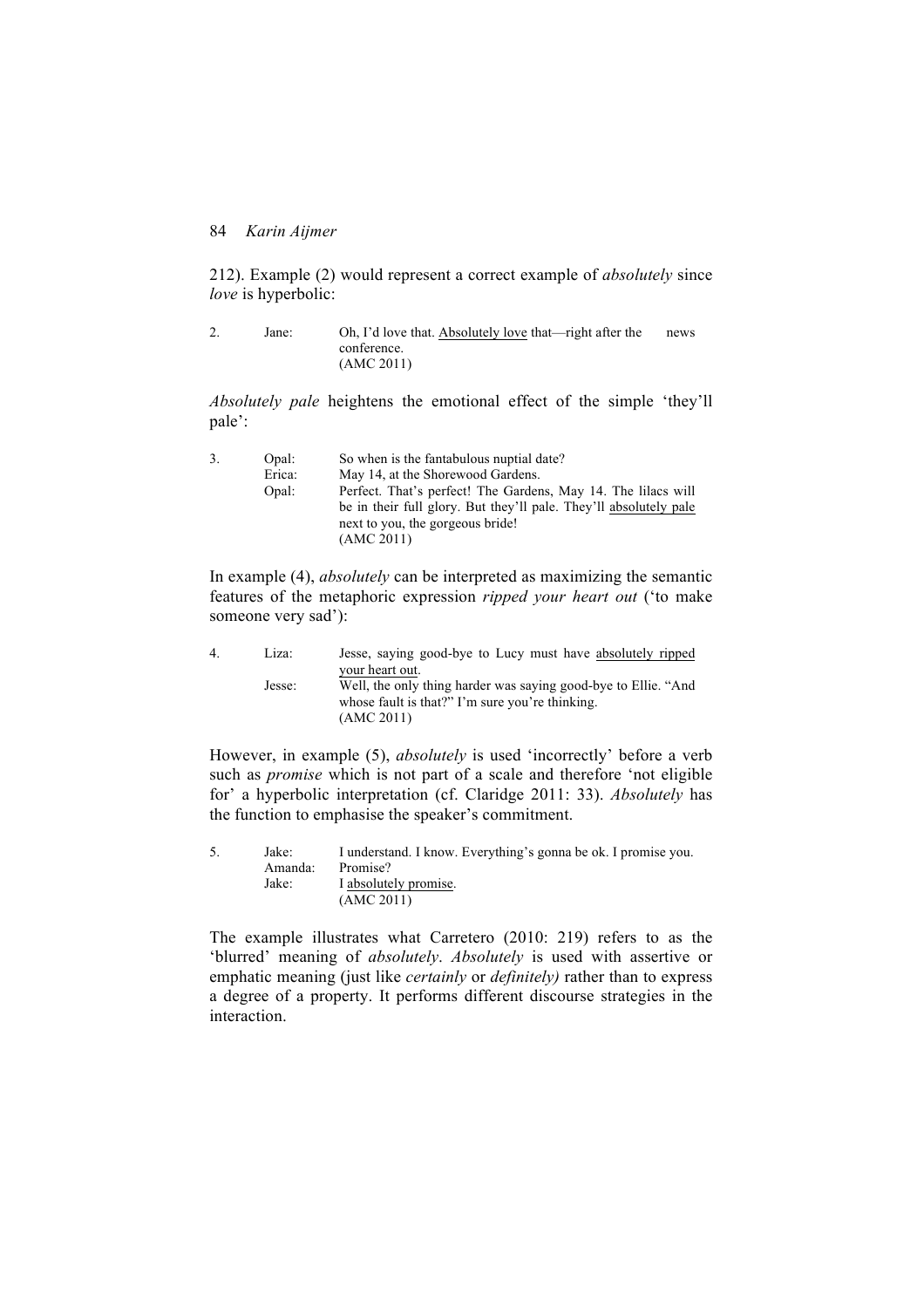212). Example (2) would represent a correct example of *absolutely* since *love* is hyperbolic:

2. Jane: Oh, I'd love that. Absolutely love that—right after the news conference.
(AMC 2011)

*Absolutely pale* heightens the emotional effect of the simple 'they'll pale':

3. Opal: So when is the fantabulous nuptial date?
Erica: May 14, at the Shorewood Gardens.
Opal: Perfect. That's perfect! The Gardens, May 14. The lilacs will be in their full glory. But they'll pale. They'll absolutely pale next to you, the gorgeous bride!
(AMC 2011)

In example (4), *absolutely* can be interpreted as maximizing the semantic features of the metaphoric expression *ripped your heart out* ('to make someone very sad'):

4. Liza: Jesse, saying good-bye to Lucy must have absolutely ripped your heart out.
Jesse: Well, the only thing harder was saying good-bye to Ellie. "And whose fault is that?" I'm sure you're thinking.
(AMC 2011)

However, in example (5), *absolutely* is used 'incorrectly' before a verb such as *promise* which is not part of a scale and therefore 'not eligible for' a hyperbolic interpretation (cf. Claridge 2011: 33). *Absolutely* has the function to emphasise the speaker's commitment.

5. Jake: I understand. I know. Everything's gonna be ok. I promise you.
Amanda: Promise?
Jake: I absolutely promise.
(AMC 2011)

The example illustrates what Carretero (2010: 219) refers to as the 'blurred' meaning of *absolutely*. *Absolutely* is used with assertive or emphatic meaning (just like *certainly* or *definitely)* rather than to express a degree of a property. It performs different discourse strategies in the interaction.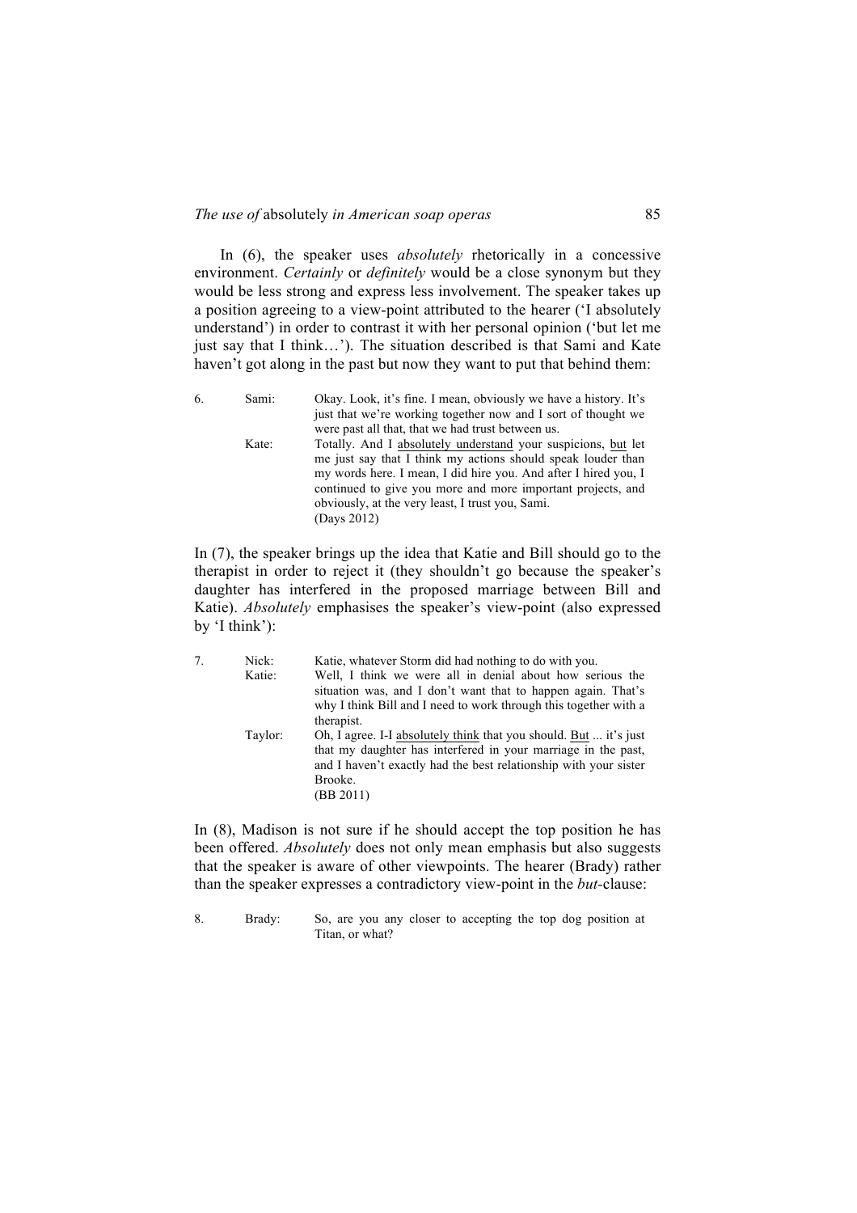In (6), the speaker uses *absolutely* rhetorically in a concessive environment. *Certainly* or *definitely* would be a close synonym but they would be less strong and express less involvement. The speaker takes up a position agreeing to a view-point attributed to the hearer ('I absolutely understand') in order to contrast it with her personal opinion ('but let me just say that I think…'). The situation described is that Sami and Kate haven't got along in the past but now they want to put that behind them:

6. Sami: Okay. Look, it's fine. I mean, obviously we have a history. It's just that we're working together now and I sort of thought we were past all that, that we had trust between us.
   Kate: Totally. And I <u>absolutely understand</u> your suspicions, <u>but</u> let me just say that I think my actions should speak louder than my words here. I mean, I did hire you. And after I hired you, I continued to give you more and more important projects, and obviously, at the very least, I trust you, Sami.
   (Days 2012)

In (7), the speaker brings up the idea that Katie and Bill should go to the therapist in order to reject it (they shouldn't go because the speaker's daughter has interfered in the proposed marriage between Bill and Katie). *Absolutely* emphasises the speaker's view-point (also expressed by 'I think'):

7. Nick: Katie, whatever Storm did had nothing to do with you.
   Katie: Well, I think we were all in denial about how serious the situation was, and I don't want that to happen again. That's why I think Bill and I need to work through this together with a therapist.
   Taylor: Oh, I agree. I-I <u>absolutely think</u> that you should. <u>But</u> ... it's just that my daughter has interfered in your marriage in the past, and I haven't exactly had the best relationship with your sister Brooke.
   (BB 2011)

In (8), Madison is not sure if he should accept the top position he has been offered. *Absolutely* does not only mean emphasis but also suggests that the speaker is aware of other viewpoints. The hearer (Brady) rather than the speaker expresses a contradictory view-point in the *but*-clause:

8. Brady: So, are you any closer to accepting the top dog position at Titan, or what?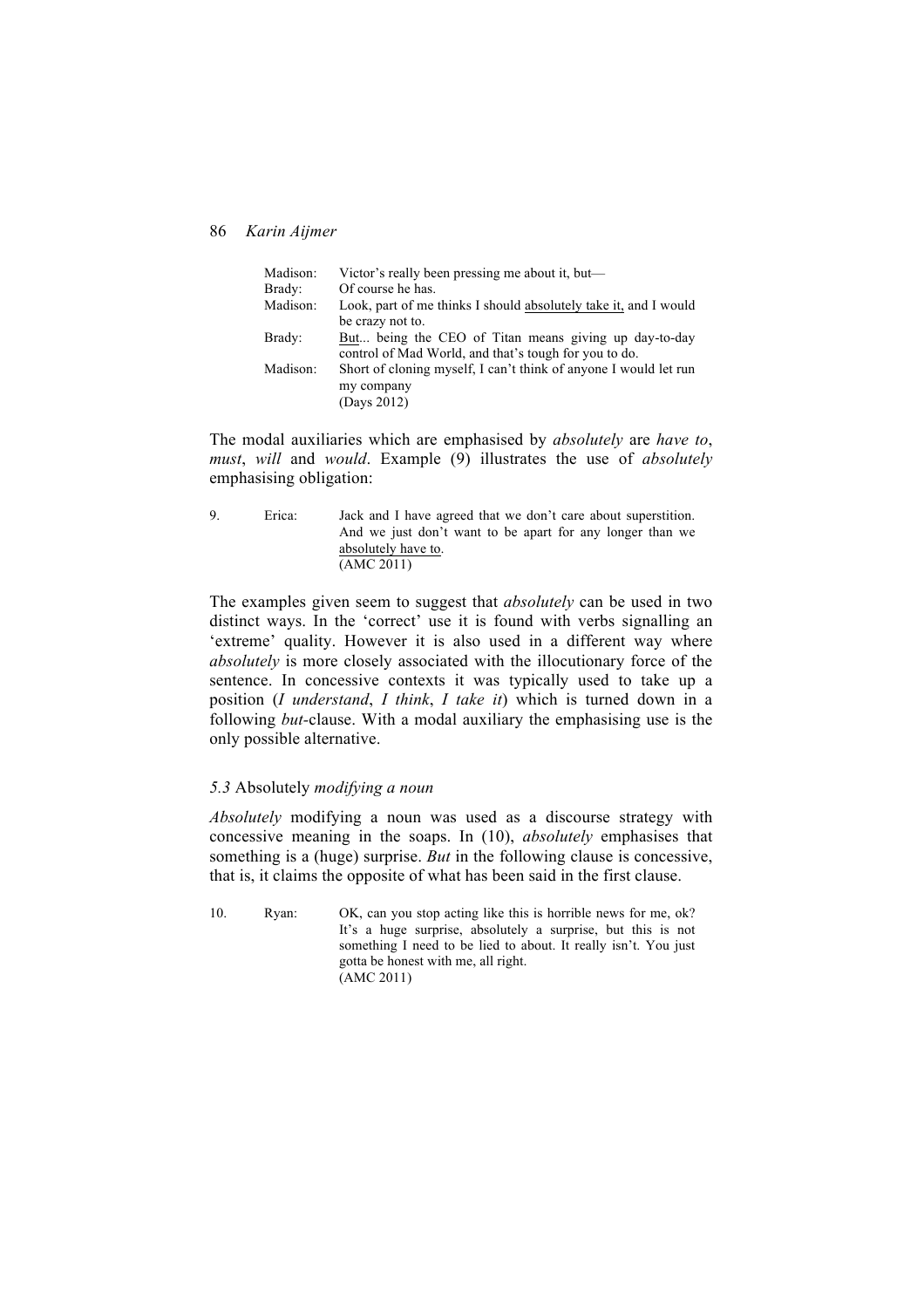| | |
|---|---|
| Madison: | Victor's really been pressing me about it, but— |
| Brady: | Of course he has. |
| Madison: | Look, part of me thinks I should absolutely take it, and I would be crazy not to. |
| Brady: | But... being the CEO of Titan means giving up day-to-day control of Mad World, and that's tough for you to do. |
| Madison: | Short of cloning myself, I can't think of anyone I would let run my company<br>(Days 2012) |

The modal auxiliaries which are emphasised by *absolutely* are *have to*, *must*, *will* and *would*. Example (9) illustrates the use of *absolutely* emphasising obligation:

9. Erica: Jack and I have agreed that we don't care about superstition. And we just don't want to be apart for any longer than we absolutely have to.
(AMC 2011)

The examples given seem to suggest that *absolutely* can be used in two distinct ways. In the 'correct' use it is found with verbs signalling an 'extreme' quality. However it is also used in a different way where *absolutely* is more closely associated with the illocutionary force of the sentence. In concessive contexts it was typically used to take up a position (*I understand*, *I think*, *I take it*) which is turned down in a following *but*-clause. With a modal auxiliary the emphasising use is the only possible alternative.

### *5.3* Absolutely *modifying a noun*

*Absolutely* modifying a noun was used as a discourse strategy with concessive meaning in the soaps. In (10), *absolutely* emphasises that something is a (huge) surprise. *But* in the following clause is concessive, that is, it claims the opposite of what has been said in the first clause.

10. Ryan: OK, can you stop acting like this is horrible news for me, ok? It's a huge surprise, absolutely a surprise, but this is not something I need to be lied to about. It really isn't. You just gotta be honest with me, all right.
(AMC 2011)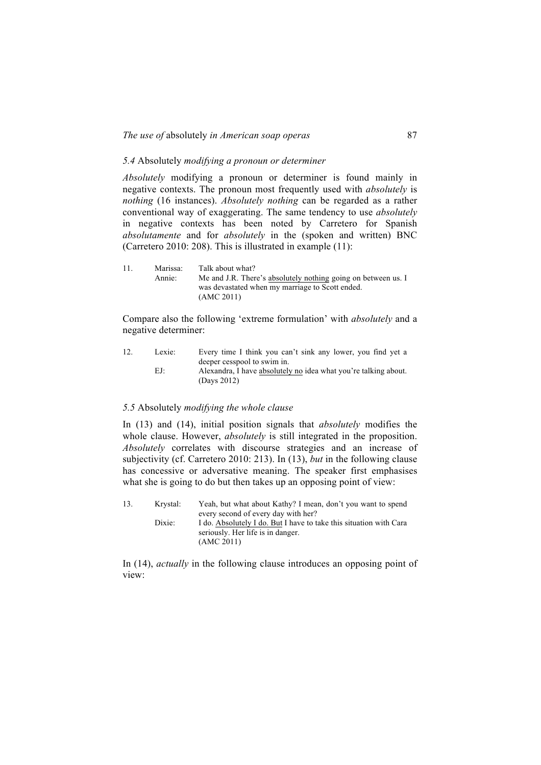### *5.4* Absolutely *modifying a pronoun or determiner*

*Absolutely* modifying a pronoun or determiner is found mainly in negative contexts. The pronoun most frequently used with *absolutely* is *nothing* (16 instances). *Absolutely nothing* can be regarded as a rather conventional way of exaggerating. The same tendency to use *absolutely* in negative contexts has been noted by Carretero for Spanish *absolutamente* and for *absolutely* in the (spoken and written) BNC (Carretero 2010: 208). This is illustrated in example (11):

11. Marissa: Talk about what?
    Annie: Me and J.R. There's <u>absolutely nothing</u> going on between us. I was devastated when my marriage to Scott ended.
    (AMC 2011)

Compare also the following 'extreme formulation' with *absolutely* and a negative determiner:

12. Lexie: Every time I think you can't sink any lower, you find yet a deeper cesspool to swim in.
    EJ: Alexandra, I have <u>absolutely no</u> idea what you're talking about.
    (Days 2012)

### *5.5* Absolutely *modifying the whole clause*

In (13) and (14), initial position signals that *absolutely* modifies the whole clause. However, *absolutely* is still integrated in the proposition. *Absolutely* correlates with discourse strategies and an increase of subjectivity (cf. Carretero 2010: 213). In (13), *but* in the following clause has concessive or adversative meaning. The speaker first emphasises what she is going to do but then takes up an opposing point of view:

13. Krystal: Yeah, but what about Kathy? I mean, don't you want to spend every second of every day with her?
    Dixie: I do. <u>Absolutely I do. But</u> I have to take this situation with Cara seriously. Her life is in danger.
    (AMC 2011)

In (14), *actually* in the following clause introduces an opposing point of view: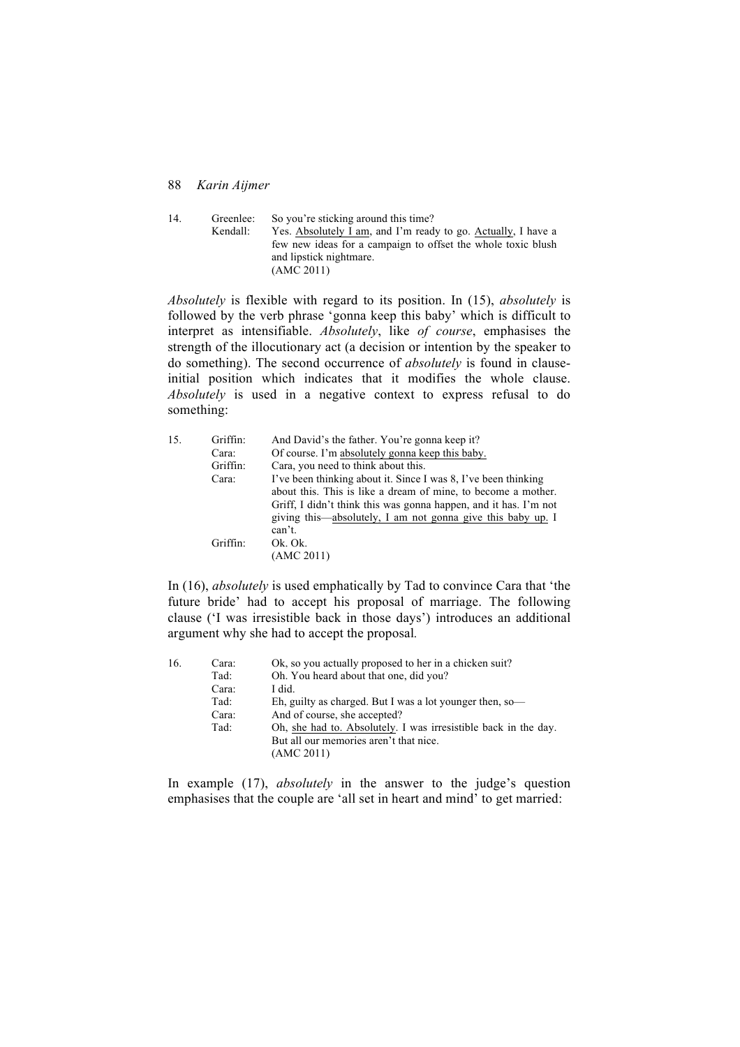14. Greenlee: So you're sticking around this time?
    Kendall: Yes. <u>Absolutely I am</u>, and I'm ready to go. <u>Actually</u>, I have a few new ideas for a campaign to offset the whole toxic blush and lipstick nightmare.
    (AMC 2011)

*Absolutely* is flexible with regard to its position. In (15), *absolutely* is followed by the verb phrase 'gonna keep this baby' which is difficult to interpret as intensifiable. *Absolutely*, like *of course*, emphasises the strength of the illocutionary act (a decision or intention by the speaker to do something). The second occurrence of *absolutely* is found in clause-initial position which indicates that it modifies the whole clause. *Absolutely* is used in a negative context to express refusal to do something:

15. Griffin: And David's the father. You're gonna keep it?
    Cara: Of course. I'm <u>absolutely gonna keep this baby.</u>
    Griffin: Cara, you need to think about this.
    Cara: I've been thinking about it. Since I was 8, I've been thinking about this. This is like a dream of mine, to become a mother. Griff, I didn't think this was gonna happen, and it has. I'm not giving this—<u>absolutely, I am not gonna give this baby up.</u> I can't.
    Griffin: Ok. Ok.
    (AMC 2011)

In (16), *absolutely* is used emphatically by Tad to convince Cara that 'the future bride' had to accept his proposal of marriage. The following clause ('I was irresistible back in those days') introduces an additional argument why she had to accept the proposal.

16. Cara: Ok, so you actually proposed to her in a chicken suit?
    Tad: Oh. You heard about that one, did you?
    Cara: I did.
    Tad: Eh, guilty as charged. But I was a lot younger then, so—
    Cara: And of course, she accepted?
    Tad: Oh, <u>she had to. Absolutely</u>. I was irresistible back in the day. But all our memories aren't that nice.
    (AMC 2011)

In example (17), *absolutely* in the answer to the judge's question emphasises that the couple are 'all set in heart and mind' to get married: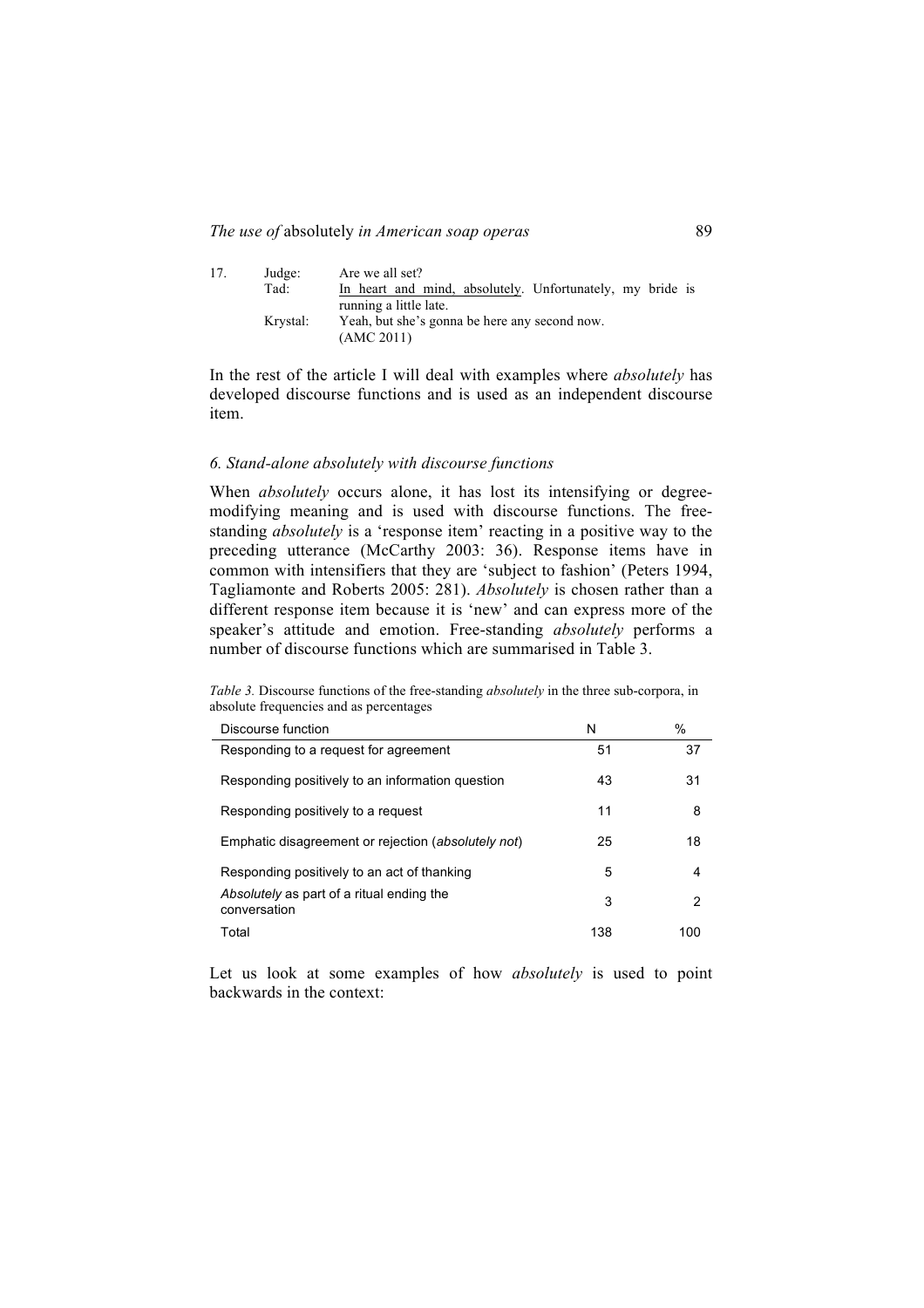17. Judge: Are we all set?
    Tad: <u>In heart and mind, absolutely</u>. Unfortunately, my bride is running a little late.
    Krystal: Yeah, but she's gonna be here any second now.
    (AMC 2011)

In the rest of the article I will deal with examples where *absolutely* has developed discourse functions and is used as an independent discourse item.

### *6. Stand-alone absolutely with discourse functions*

When *absolutely* occurs alone, it has lost its intensifying or degree-modifying meaning and is used with discourse functions. The free-standing *absolutely* is a 'response item' reacting in a positive way to the preceding utterance (McCarthy 2003: 36). Response items have in common with intensifiers that they are 'subject to fashion' (Peters 1994, Tagliamonte and Roberts 2005: 281). *Absolutely* is chosen rather than a different response item because it is 'new' and can express more of the speaker's attitude and emotion. Free-standing *absolutely* performs a number of discourse functions which are summarised in Table 3.

*Table 3.* Discourse functions of the free-standing *absolutely* in the three sub-corpora, in absolute frequencies and as percentages

| Discourse function | N | % |
| --- | --- | --- |
| Responding to a request for agreement | 51 | 37 |
| Responding positively to an information question | 43 | 31 |
| Responding positively to a request | 11 | 8 |
| Emphatic disagreement or rejection (*absolutely not*) | 25 | 18 |
| Responding positively to an act of thanking | 5 | 4 |
| *Absolutely* as part of a ritual ending the conversation | 3 | 2 |
| Total | 138 | 100 |

Let us look at some examples of how *absolutely* is used to point backwards in the context: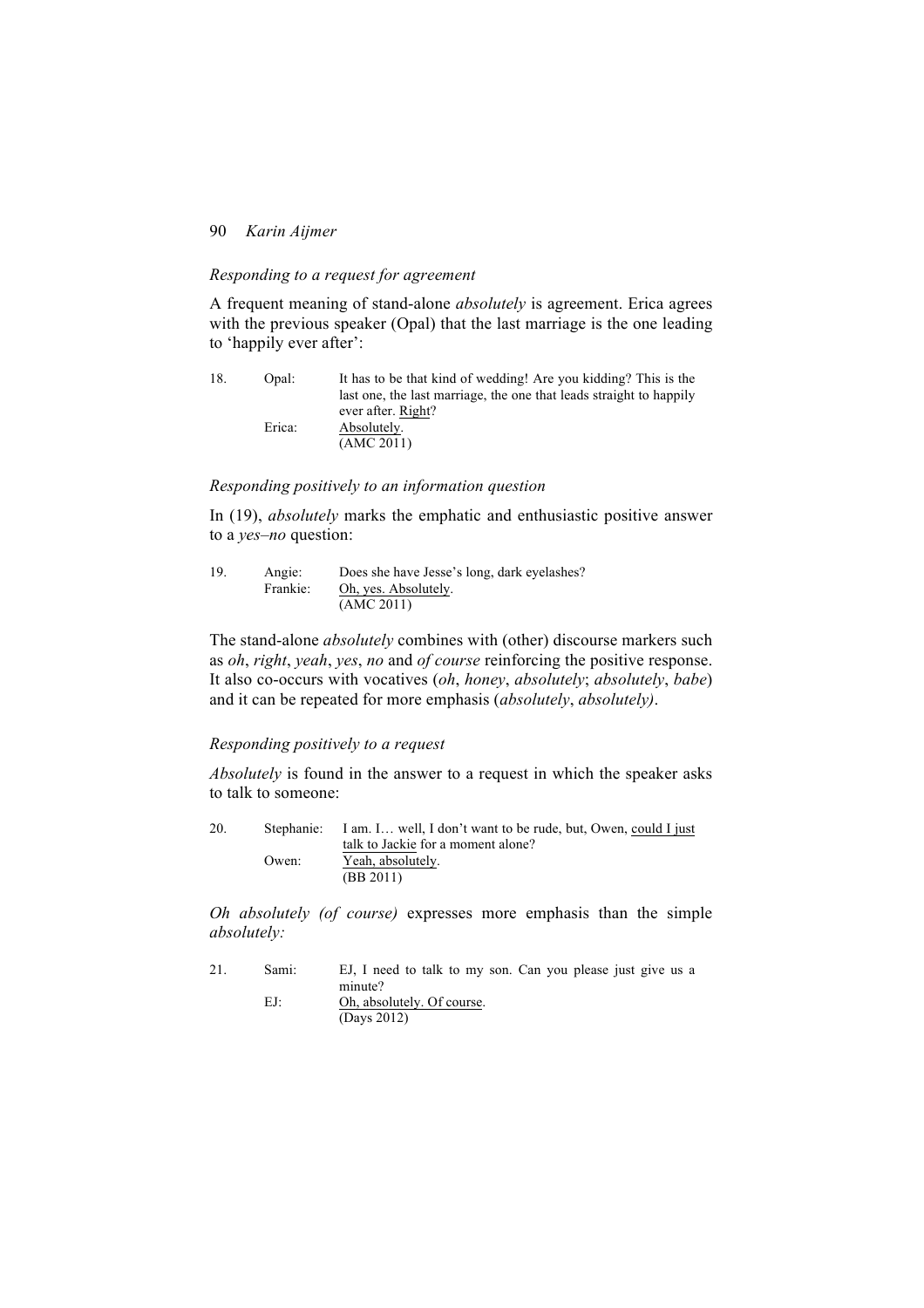*Responding to a request for agreement*

A frequent meaning of stand-alone *absolutely* is agreement. Erica agrees with the previous speaker (Opal) that the last marriage is the one leading to 'happily ever after':

18. Opal: It has to be that kind of wedding! Are you kidding? This is the last one, the last marriage, the one that leads straight to happily ever after. Right?
    Erica: Absolutely.
    (AMC 2011)

*Responding positively to an information question*

In (19), *absolutely* marks the emphatic and enthusiastic positive answer to a *yes–no* question:

19. Angie: Does she have Jesse's long, dark eyelashes?
    Frankie: Oh, yes. Absolutely.
    (AMC 2011)

The stand-alone *absolutely* combines with (other) discourse markers such as *oh*, *right*, *yeah*, *yes*, *no* and *of course* reinforcing the positive response. It also co-occurs with vocatives (*oh*, *honey*, *absolutely*; *absolutely*, *babe*) and it can be repeated for more emphasis (*absolutely*, *absolutely)*.

*Responding positively to a request*

*Absolutely* is found in the answer to a request in which the speaker asks to talk to someone:

20. Stephanie: I am. I… well, I don't want to be rude, but, Owen, could I just talk to Jackie for a moment alone?
    Owen: Yeah, absolutely.
    (BB 2011)

*Oh absolutely (of course)* expresses more emphasis than the simple *absolutely:*

21. Sami: EJ, I need to talk to my son. Can you please just give us a minute?
    EJ: Oh, absolutely. Of course.
    (Days 2012)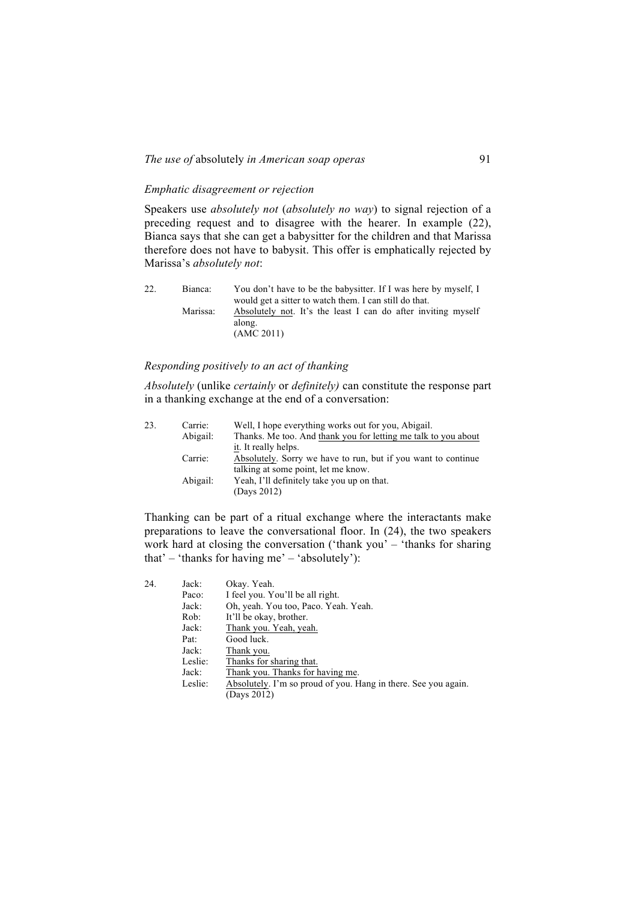*Emphatic disagreement or rejection*

Speakers use *absolutely not* (*absolutely no way*) to signal rejection of a preceding request and to disagree with the hearer. In example (22), Bianca says that she can get a babysitter for the children and that Marissa therefore does not have to babysit. This offer is emphatically rejected by Marissa's *absolutely not*:

22. Bianca: You don't have to be the babysitter. If I was here by myself, I would get a sitter to watch them. I can still do that.
    Marissa: <u>Absolutely not</u>. It's the least I can do after inviting myself along.
    (AMC 2011)

*Responding positively to an act of thanking*

*Absolutely* (unlike *certainly* or *definitely)* can constitute the response part in a thanking exchange at the end of a conversation:

23. Carrie: Well, I hope everything works out for you, Abigail.
    Abigail: Thanks. Me too. And <u>thank you for letting me talk to you about it</u>. It really helps.
    Carrie: <u>Absolutely</u>. Sorry we have to run, but if you want to continue talking at some point, let me know.
    Abigail: Yeah, I'll definitely take you up on that.
    (Days 2012)

Thanking can be part of a ritual exchange where the interactants make preparations to leave the conversational floor. In (24), the two speakers work hard at closing the conversation ('thank you' – 'thanks for sharing that' – 'thanks for having me' – 'absolutely'):

24. Jack: Okay. Yeah.
    Paco: I feel you. You'll be all right.
    Jack: Oh, yeah. You too, Paco. Yeah. Yeah.
    Rob: It'll be okay, brother.
    Jack: <u>Thank you. Yeah, yeah.</u>
    Pat: Good luck.
    Jack: <u>Thank you.</u>
    Leslie: <u>Thanks for sharing that.</u>
    Jack: <u>Thank you. Thanks for having me</u>.
    Leslie: <u>Absolutely</u>. I'm so proud of you. Hang in there. See you again.
    (Days 2012)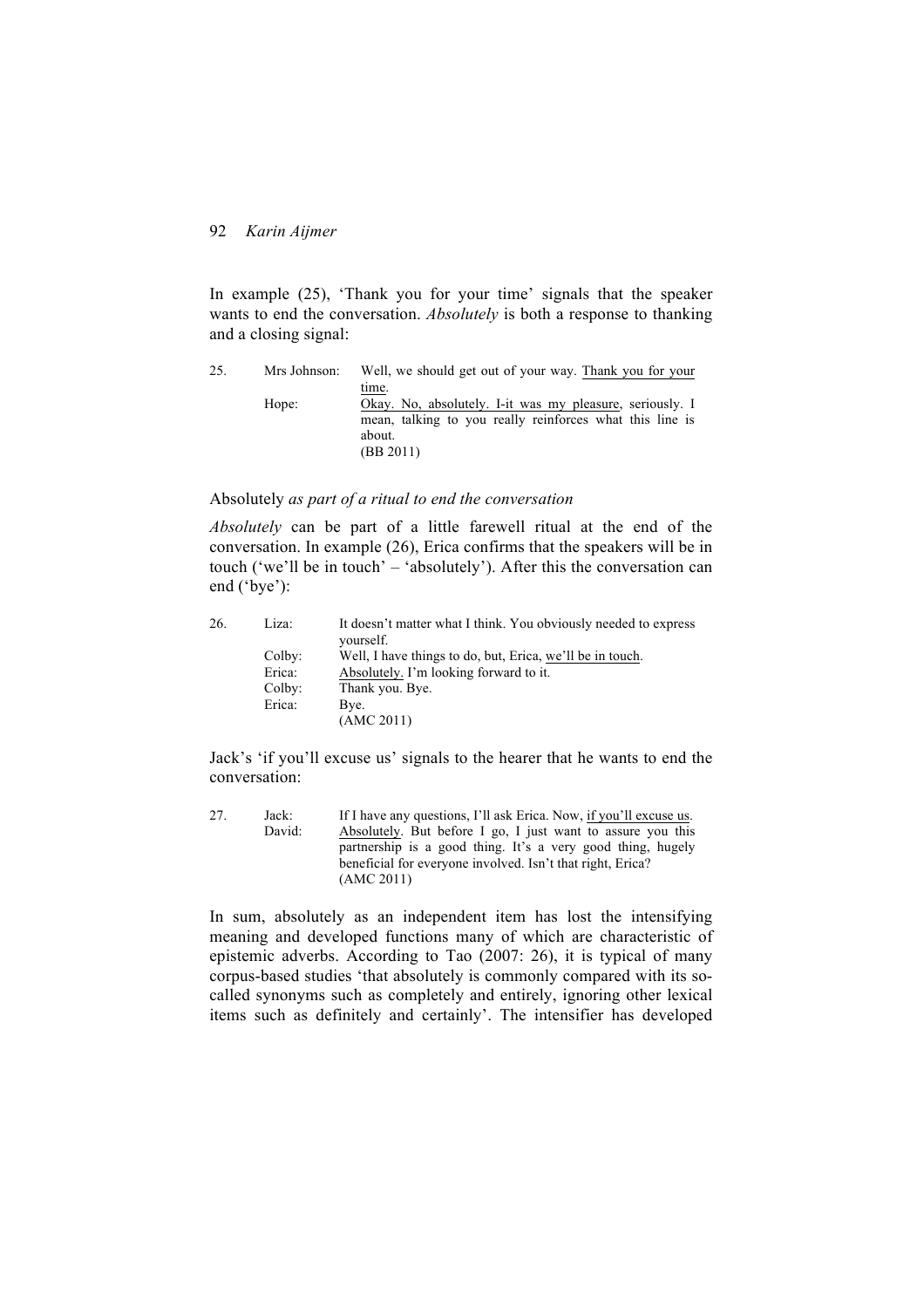In example (25), 'Thank you for your time' signals that the speaker wants to end the conversation. *Absolutely* is both a response to thanking and a closing signal:

| | | |
|---|---|---|
| 25. | Mrs Johnson: | Well, we should get out of your way. Thank you for your time. |
| | Hope: | Okay. No, absolutely. I-it was my pleasure, seriously. I mean, talking to you really reinforces what this line is about. |
| | | (BB 2011) |

Absolutely *as part of a ritual to end the conversation*

*Absolutely* can be part of a little farewell ritual at the end of the conversation. In example (26), Erica confirms that the speakers will be in touch ('we'll be in touch' – 'absolutely'). After this the conversation can end ('bye'):

| | | |
|---|---|---|
| 26. | Liza: | It doesn't matter what I think. You obviously needed to express yourself. |
| | Colby: | Well, I have things to do, but, Erica, we'll be in touch. |
| | Erica: | Absolutely. I'm looking forward to it. |
| | Colby: | Thank you. Bye. |
| | Erica: | Bye. |
| | | (AMC 2011) |

Jack's 'if you'll excuse us' signals to the hearer that he wants to end the conversation:

| | | |
|---|---|---|
| 27. | Jack: | If I have any questions, I'll ask Erica. Now, if you'll excuse us. |
| | David: | Absolutely. But before I go, I just want to assure you this partnership is a good thing. It's a very good thing, hugely beneficial for everyone involved. Isn't that right, Erica? |
| | | (AMC 2011) |

In sum, absolutely as an independent item has lost the intensifying meaning and developed functions many of which are characteristic of epistemic adverbs. According to Tao (2007: 26), it is typical of many corpus-based studies 'that absolutely is commonly compared with its so-called synonyms such as completely and entirely, ignoring other lexical items such as definitely and certainly'. The intensifier has developed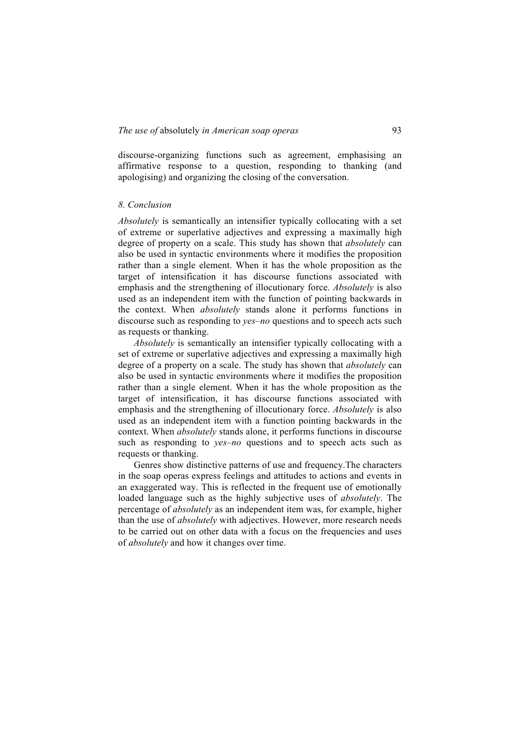discourse-organizing functions such as agreement, emphasising an affirmative response to a question, responding to thanking (and apologising) and organizing the closing of the conversation.

## *8. Conclusion*

*Absolutely* is semantically an intensifier typically collocating with a set of extreme or superlative adjectives and expressing a maximally high degree of property on a scale. This study has shown that *absolutely* can also be used in syntactic environments where it modifies the proposition rather than a single element. When it has the whole proposition as the target of intensification it has discourse functions associated with emphasis and the strengthening of illocutionary force. *Absolutely* is also used as an independent item with the function of pointing backwards in the context. When *absolutely* stands alone it performs functions in discourse such as responding to *yes–no* questions and to speech acts such as requests or thanking.

*Absolutely* is semantically an intensifier typically collocating with a set of extreme or superlative adjectives and expressing a maximally high degree of a property on a scale. The study has shown that *absolutely* can also be used in syntactic environments where it modifies the proposition rather than a single element. When it has the whole proposition as the target of intensification, it has discourse functions associated with emphasis and the strengthening of illocutionary force. *Absolutely* is also used as an independent item with a function pointing backwards in the context. When *absolutely* stands alone, it performs functions in discourse such as responding to *yes–no* questions and to speech acts such as requests or thanking.

Genres show distinctive patterns of use and frequency.The characters in the soap operas express feelings and attitudes to actions and events in an exaggerated way. This is reflected in the frequent use of emotionally loaded language such as the highly subjective uses of *absolutely*. The percentage of *absolutely* as an independent item was, for example, higher than the use of *absolutely* with adjectives. However, more research needs to be carried out on other data with a focus on the frequencies and uses of *absolutely* and how it changes over time.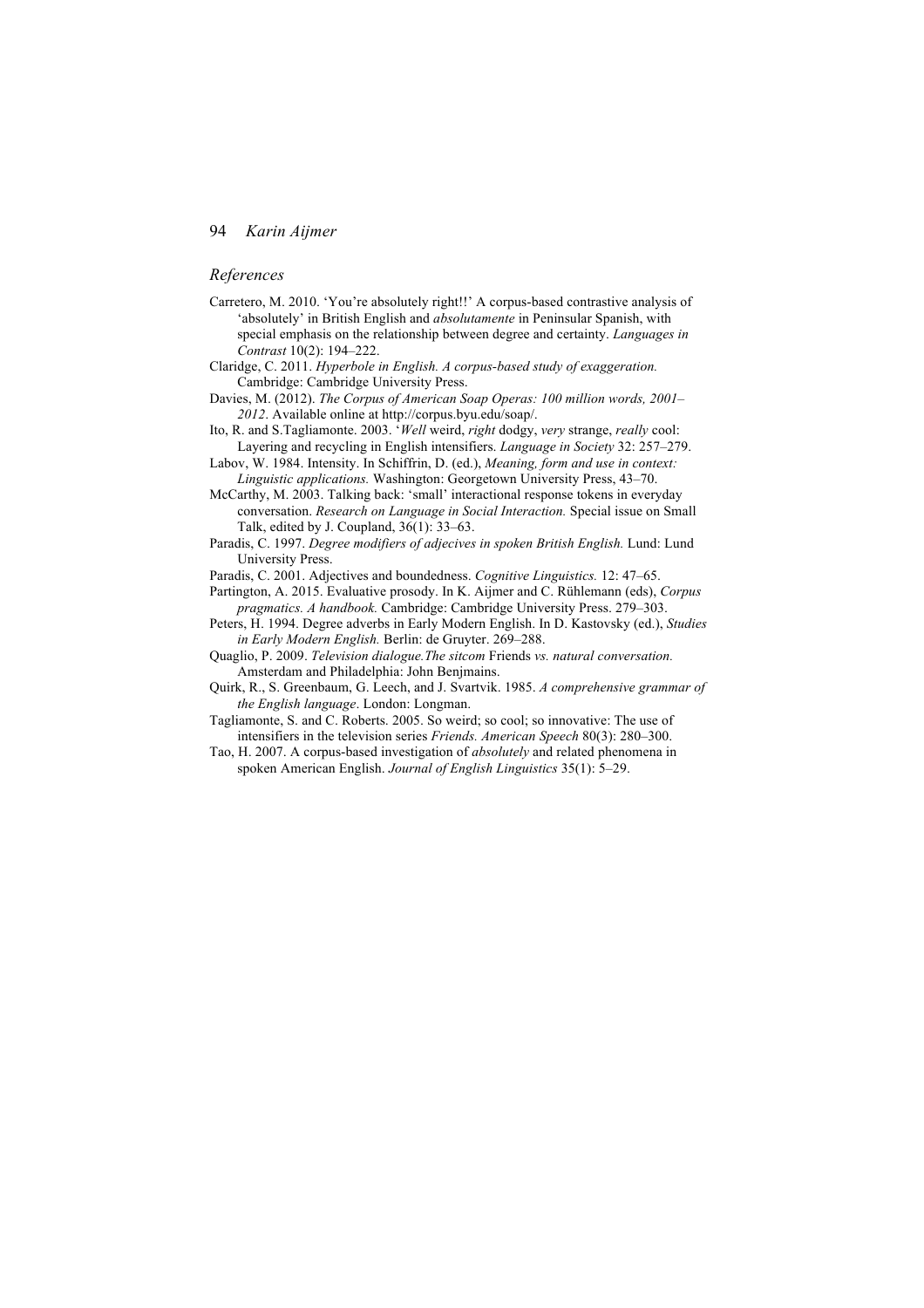## *References*

Carretero, M. 2010. 'You're absolutely right!!' A corpus-based contrastive analysis of 'absolutely' in British English and *absolutamente* in Peninsular Spanish, with special emphasis on the relationship between degree and certainty. *Languages in Contrast* 10(2): 194–222.

Claridge, C. 2011. *Hyperbole in English. A corpus-based study of exaggeration.* Cambridge: Cambridge University Press.

Davies, M. (2012). *The Corpus of American Soap Operas: 100 million words, 2001–2012*. Available online at http://corpus.byu.edu/soap/.

Ito, R. and S.Tagliamonte. 2003. '*Well* weird, *right* dodgy, *very* strange, *really* cool: Layering and recycling in English intensifiers. *Language in Society* 32: 257–279.

Labov, W. 1984. Intensity. In Schiffrin, D. (ed.), *Meaning, form and use in context: Linguistic applications.* Washington: Georgetown University Press, 43–70.

McCarthy, M. 2003. Talking back: 'small' interactional response tokens in everyday conversation. *Research on Language in Social Interaction.* Special issue on Small Talk, edited by J. Coupland, 36(1): 33–63.

Paradis, C. 1997. *Degree modifiers of adjecives in spoken British English.* Lund: Lund University Press.

Paradis, C. 2001. Adjectives and boundedness. *Cognitive Linguistics.* 12: 47–65.

Partington, A. 2015. Evaluative prosody. In K. Aijmer and C. Rühlemann (eds), *Corpus pragmatics. A handbook.* Cambridge: Cambridge University Press. 279–303.

Peters, H. 1994. Degree adverbs in Early Modern English. In D. Kastovsky (ed.), *Studies in Early Modern English.* Berlin: de Gruyter. 269–288.

Quaglio, P. 2009. *Television dialogue.The sitcom* Friends *vs. natural conversation.* Amsterdam and Philadelphia: John Benjmains.

Quirk, R., S. Greenbaum, G. Leech, and J. Svartvik. 1985. *A comprehensive grammar of the English language*. London: Longman.

Tagliamonte, S. and C. Roberts. 2005. So weird; so cool; so innovative: The use of intensifiers in the television series *Friends. American Speech* 80(3): 280–300.

Tao, H. 2007. A corpus-based investigation of *absolutely* and related phenomena in spoken American English. *Journal of English Linguistics* 35(1): 5–29.